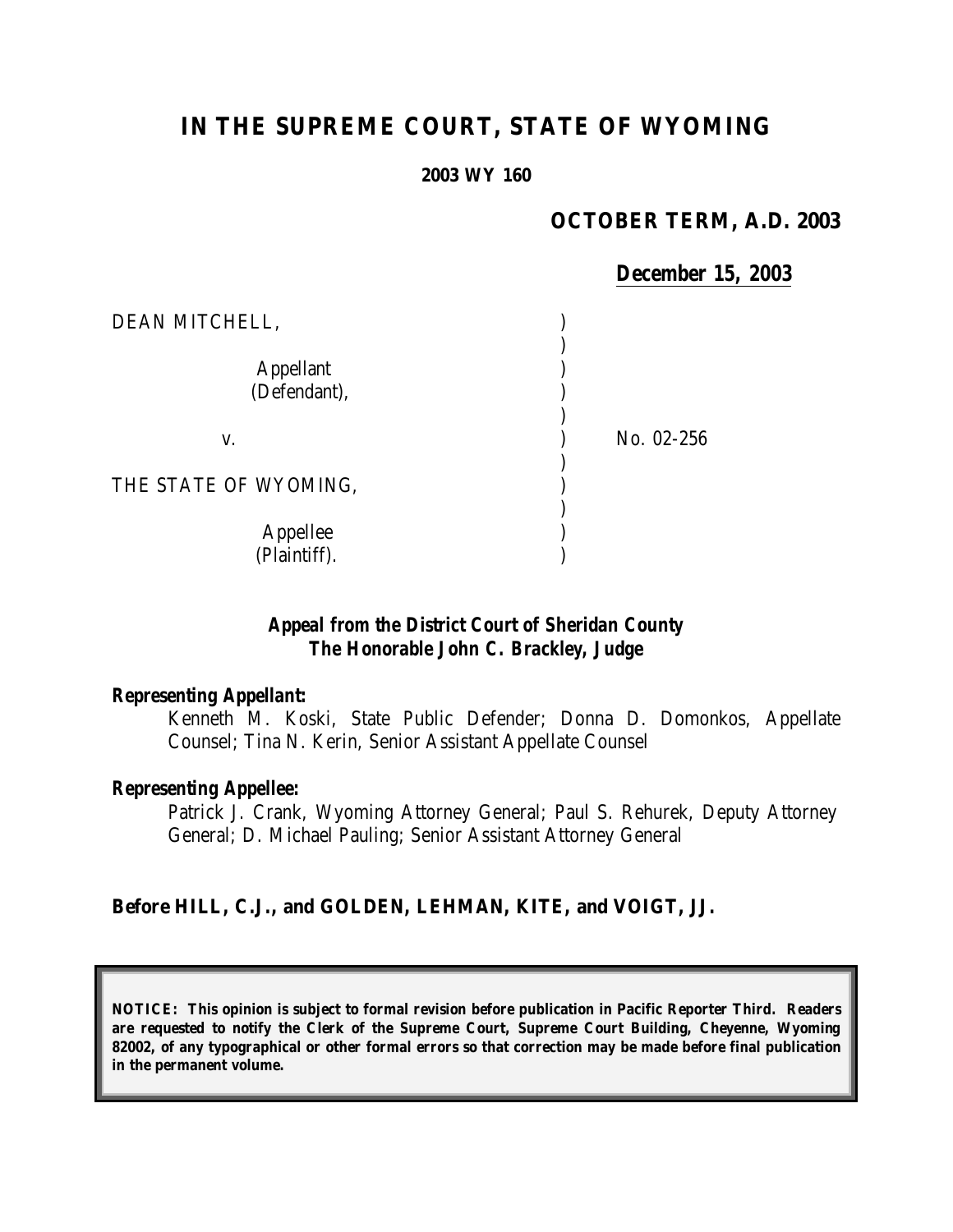# IN THE SUPREME COURT, STATE OF WYOMING

**2003 WY 160**

**OCTOBER TERM, A.D. 2003**

**December 15, 2003**

DEAN MITCHELL,

Appellant
(Defendant),

v.

THE STATE OF WYOMING,

Appellee
(Plaintiff).

No. 02-256

***Appeal from the District Court of Sheridan County***
***The Honorable John C. Brackley, Judge***

***Representing Appellant:***

Kenneth M. Koski, State Public Defender; Donna D. Domonkos, Appellate Counsel; Tina N. Kerin, Senior Assistant Appellate Counsel

***Representing Appellee:***

Patrick J. Crank, Wyoming Attorney General; Paul S. Rehurek, Deputy Attorney General; D. Michael Pauling; Senior Assistant Attorney General

**Before HILL, C.J., and GOLDEN, LEHMAN, KITE, and VOIGT, JJ.**

**NOTICE: This opinion is subject to formal revision before publication in Pacific Reporter Third. Readers are requested to notify the Clerk of the Supreme Court, Supreme Court Building, Cheyenne, Wyoming 82002, of any typographical or other formal errors so that correction may be made before final publication in the permanent volume.**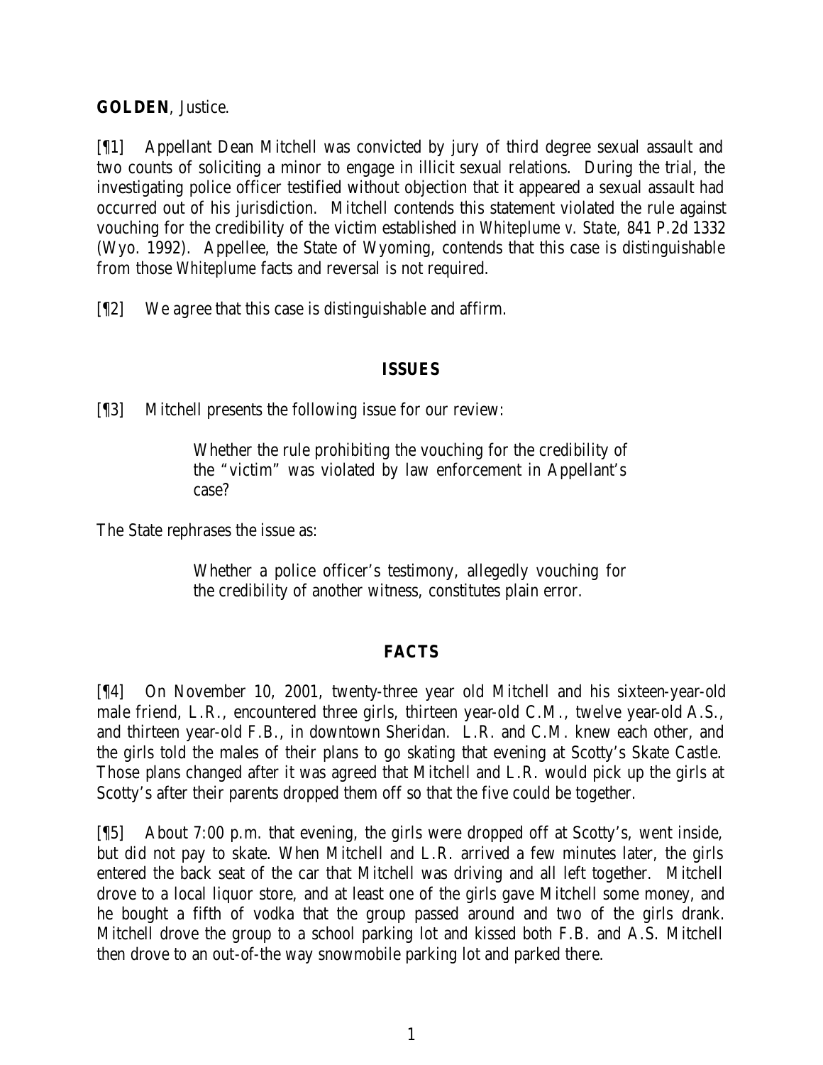**GOLDEN**, Justice.

[¶1] Appellant Dean Mitchell was convicted by jury of third degree sexual assault and two counts of soliciting a minor to engage in illicit sexual relations. During the trial, the investigating police officer testified without objection that it appeared a sexual assault had occurred out of his jurisdiction. Mitchell contends this statement violated the rule against vouching for the credibility of the victim established in *Whiteplume v. State*, 841 P.2d 1332 (Wyo. 1992). Appellee, the State of Wyoming, contends that this case is distinguishable from those *Whiteplume* facts and reversal is not required.

[¶2] We agree that this case is distinguishable and affirm.

## ISSUES

[¶3] Mitchell presents the following issue for our review:

> Whether the rule prohibiting the vouching for the credibility of the "victim" was violated by law enforcement in Appellant's case?

The State rephrases the issue as:

> Whether a police officer's testimony, allegedly vouching for the credibility of another witness, constitutes plain error.

## FACTS

[¶4] On November 10, 2001, twenty-three year old Mitchell and his sixteen-year-old male friend, L.R., encountered three girls, thirteen year-old C.M., twelve year-old A.S., and thirteen year-old F.B., in downtown Sheridan. L.R. and C.M. knew each other, and the girls told the males of their plans to go skating that evening at Scotty's Skate Castle. Those plans changed after it was agreed that Mitchell and L.R. would pick up the girls at Scotty's after their parents dropped them off so that the five could be together.

[¶5] About 7:00 p.m. that evening, the girls were dropped off at Scotty's, went inside, but did not pay to skate. When Mitchell and L.R. arrived a few minutes later, the girls entered the back seat of the car that Mitchell was driving and all left together. Mitchell drove to a local liquor store, and at least one of the girls gave Mitchell some money, and he bought a fifth of vodka that the group passed around and two of the girls drank. Mitchell drove the group to a school parking lot and kissed both F.B. and A.S. Mitchell then drove to an out-of-the way snowmobile parking lot and parked there.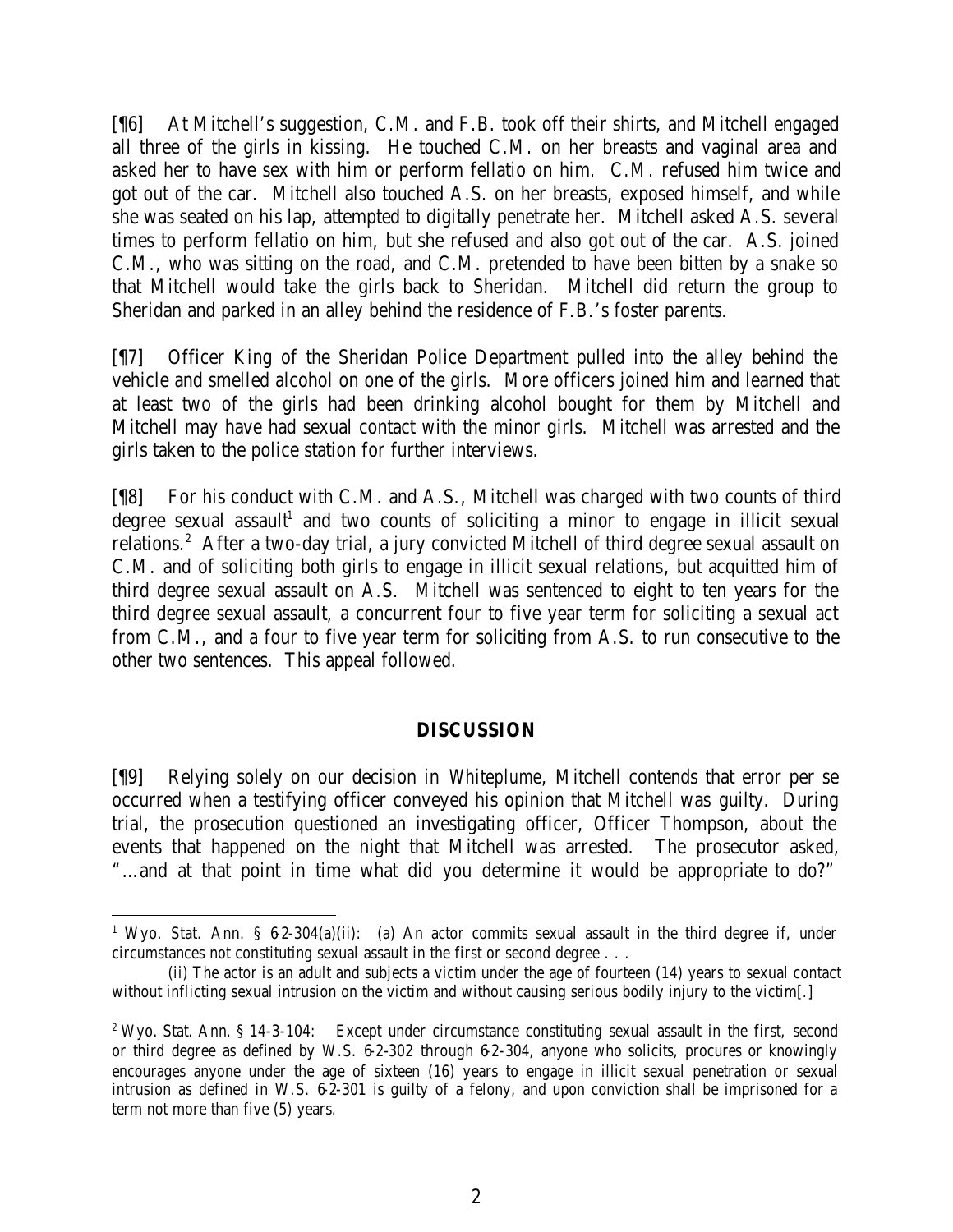[¶6] At Mitchell's suggestion, C.M. and F.B. took off their shirts, and Mitchell engaged all three of the girls in kissing. He touched C.M. on her breasts and vaginal area and asked her to have sex with him or perform fellatio on him. C.M. refused him twice and got out of the car. Mitchell also touched A.S. on her breasts, exposed himself, and while she was seated on his lap, attempted to digitally penetrate her. Mitchell asked A.S. several times to perform fellatio on him, but she refused and also got out of the car. A.S. joined C.M., who was sitting on the road, and C.M. pretended to have been bitten by a snake so that Mitchell would take the girls back to Sheridan. Mitchell did return the group to Sheridan and parked in an alley behind the residence of F.B.'s foster parents.

[¶7] Officer King of the Sheridan Police Department pulled into the alley behind the vehicle and smelled alcohol on one of the girls. More officers joined him and learned that at least two of the girls had been drinking alcohol bought for them by Mitchell and Mitchell may have had sexual contact with the minor girls. Mitchell was arrested and the girls taken to the police station for further interviews.

[¶8] For his conduct with C.M. and A.S., Mitchell was charged with two counts of third degree sexual assault[1] and two counts of soliciting a minor to engage in illicit sexual relations.[2] After a two-day trial, a jury convicted Mitchell of third degree sexual assault on C.M. and of soliciting both girls to engage in illicit sexual relations, but acquitted him of third degree sexual assault on A.S. Mitchell was sentenced to eight to ten years for the third degree sexual assault, a concurrent four to five year term for soliciting a sexual act from C.M., and a four to five year term for soliciting from A.S. to run consecutive to the other two sentences. This appeal followed.

## DISCUSSION

[¶9] Relying solely on our decision in *Whiteplume*, Mitchell contends that error per se occurred when a testifying officer conveyed his opinion that Mitchell was guilty. During trial, the prosecution questioned an investigating officer, Officer Thompson, about the events that happened on the night that Mitchell was arrested. The prosecutor asked, "…and at that point in time what did you determine it would be appropriate to do?"

---

[1] Wyo. Stat. Ann. § 6-2-304(a)(ii): (a) An actor commits sexual assault in the third degree if, under circumstances not constituting sexual assault in the first or second degree . . .

(ii) The actor is an adult and subjects a victim under the age of fourteen (14) years to sexual contact without inflicting sexual intrusion on the victim and without causing serious bodily injury to the victim[.]

[2] Wyo. Stat. Ann. § 14-3-104: Except under circumstance constituting sexual assault in the first, second or third degree as defined by W.S. 6-2-302 through 6-2-304, anyone who solicits, procures or knowingly encourages anyone under the age of sixteen (16) years to engage in illicit sexual penetration or sexual intrusion as defined in W.S. 6-2-301 is guilty of a felony, and upon conviction shall be imprisoned for a term not more than five (5) years.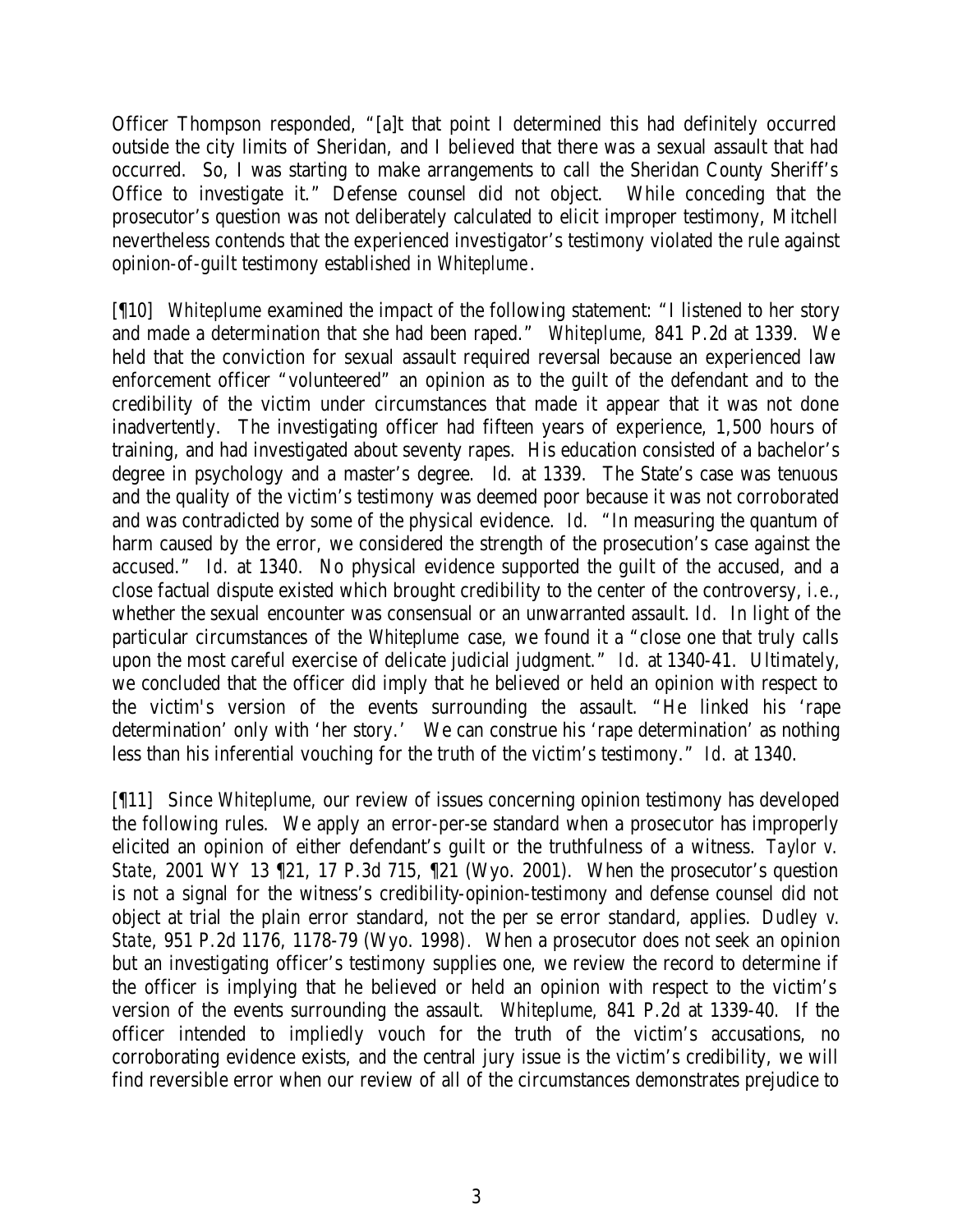Officer Thompson responded, "[a]t that point I determined this had definitely occurred outside the city limits of Sheridan, and I believed that there was a sexual assault that had occurred. So, I was starting to make arrangements to call the Sheridan County Sheriff's Office to investigate it." Defense counsel did not object. While conceding that the prosecutor's question was not deliberately calculated to elicit improper testimony, Mitchell nevertheless contends that the experienced investigator's testimony violated the rule against opinion-of-guilt testimony established in *Whiteplume*.

[¶10] *Whiteplume* examined the impact of the following statement: "I listened to her story and made a determination that she had been raped." *Whiteplume*, 841 P.2d at 1339. We held that the conviction for sexual assault required reversal because an experienced law enforcement officer "volunteered" an opinion as to the guilt of the defendant and to the credibility of the victim under circumstances that made it appear that it was not done inadvertently. The investigating officer had fifteen years of experience, 1,500 hours of training, and had investigated about seventy rapes. His education consisted of a bachelor's degree in psychology and a master's degree. *Id.* at 1339. The State's case was tenuous and the quality of the victim's testimony was deemed poor because it was not corroborated and was contradicted by some of the physical evidence. *Id.* "In measuring the quantum of harm caused by the error, we considered the strength of the prosecution's case against the accused." *Id.* at 1340. No physical evidence supported the guilt of the accused, and a close factual dispute existed which brought credibility to the center of the controversy, *i.e.*, whether the sexual encounter was consensual or an unwarranted assault. *Id.* In light of the particular circumstances of the *Whiteplume* case, we found it a "close one that truly calls upon the most careful exercise of delicate judicial judgment." *Id.* at 1340-41. Ultimately, we concluded that the officer did imply that he believed or held an opinion with respect to the victim's version of the events surrounding the assault. "He linked his 'rape determination' only with 'her story.' We can construe his 'rape determination' as nothing less than his inferential vouching for the truth of the victim's testimony." *Id.* at 1340.

[¶11] Since *Whiteplume,* our review of issues concerning opinion testimony has developed the following rules. We apply an error-per-se standard when a prosecutor has improperly elicited an opinion of either defendant's guilt or the truthfulness of a witness. *Taylor v. State*, 2001 WY 13 ¶21, 17 P.3d 715, ¶21 (Wyo. 2001). When the prosecutor's question is not a signal for the witness's credibility-opinion-testimony and defense counsel did not object at trial the plain error standard, not the per se error standard, applies. *Dudley v. State*, 951 P.2d 1176, 1178-79 (Wyo. 1998). When a prosecutor does not seek an opinion but an investigating officer's testimony supplies one, we review the record to determine if the officer is implying that he believed or held an opinion with respect to the victim's version of the events surrounding the assault. *Whiteplume,* 841 P.2d at 1339-40. If the officer intended to impliedly vouch for the truth of the victim's accusations, no corroborating evidence exists, and the central jury issue is the victim's credibility, we will find reversible error when our review of all of the circumstances demonstrates prejudice to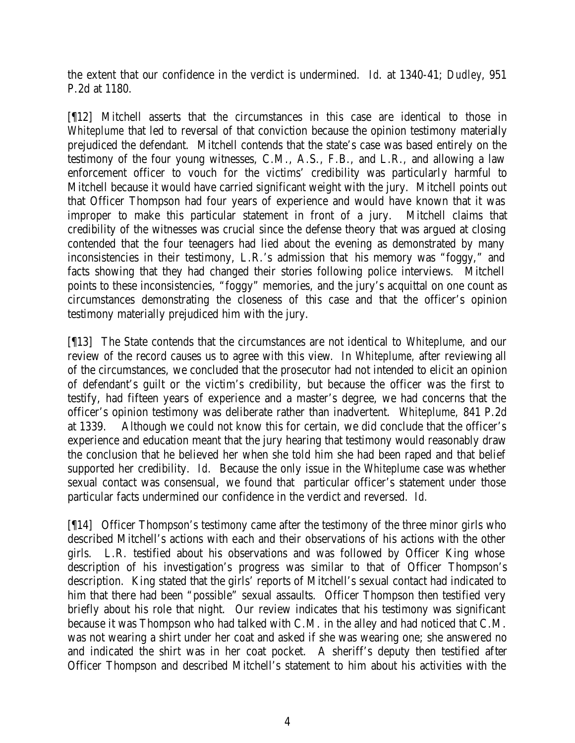the extent that our confidence in the verdict is undermined. *Id.* at 1340-41; *Dudley*, 951 P.2d at 1180.

[¶12] Mitchell asserts that the circumstances in this case are identical to those in *Whiteplume* that led to reversal of that conviction because the opinion testimony materially prejudiced the defendant. Mitchell contends that the state's case was based entirely on the testimony of the four young witnesses, C.M., A.S., F.B., and L.R., and allowing a law enforcement officer to vouch for the victims' credibility was particularly harmful to Mitchell because it would have carried significant weight with the jury. Mitchell points out that Officer Thompson had four years of experience and would have known that it was improper to make this particular statement in front of a jury. Mitchell claims that credibility of the witnesses was crucial since the defense theory that was argued at closing contended that the four teenagers had lied about the evening as demonstrated by many inconsistencies in their testimony, L.R.'s admission that his memory was "foggy," and facts showing that they had changed their stories following police interviews. Mitchell points to these inconsistencies, "foggy" memories, and the jury's acquittal on one count as circumstances demonstrating the closeness of this case and that the officer's opinion testimony materially prejudiced him with the jury.

[¶13] The State contends that the circumstances are not identical to *Whiteplume*, and our review of the record causes us to agree with this view. In *Whiteplume*, after reviewing all of the circumstances, we concluded that the prosecutor had not intended to elicit an opinion of defendant's guilt or the victim's credibility, but because the officer was the first to testify, had fifteen years of experience and a master's degree, we had concerns that the officer's opinion testimony was deliberate rather than inadvertent. *Whiteplume*, 841 P.2d at 1339. Although we could not know this for certain, we did conclude that the officer's experience and education meant that the jury hearing that testimony would reasonably draw the conclusion that he believed her when she told him she had been raped and that belief supported her credibility. *Id.* Because the only issue in the *Whiteplume* case was whether sexual contact was consensual, we found that particular officer's statement under those particular facts undermined our confidence in the verdict and reversed. *Id.*

[¶14] Officer Thompson's testimony came after the testimony of the three minor girls who described Mitchell's actions with each and their observations of his actions with the other girls. L.R. testified about his observations and was followed by Officer King whose description of his investigation's progress was similar to that of Officer Thompson's description. King stated that the girls' reports of Mitchell's sexual contact had indicated to him that there had been "possible" sexual assaults. Officer Thompson then testified very briefly about his role that night. Our review indicates that his testimony was significant because it was Thompson who had talked with C.M. in the alley and had noticed that C.M. was not wearing a shirt under her coat and asked if she was wearing one; she answered no and indicated the shirt was in her coat pocket. A sheriff's deputy then testified after Officer Thompson and described Mitchell's statement to him about his activities with the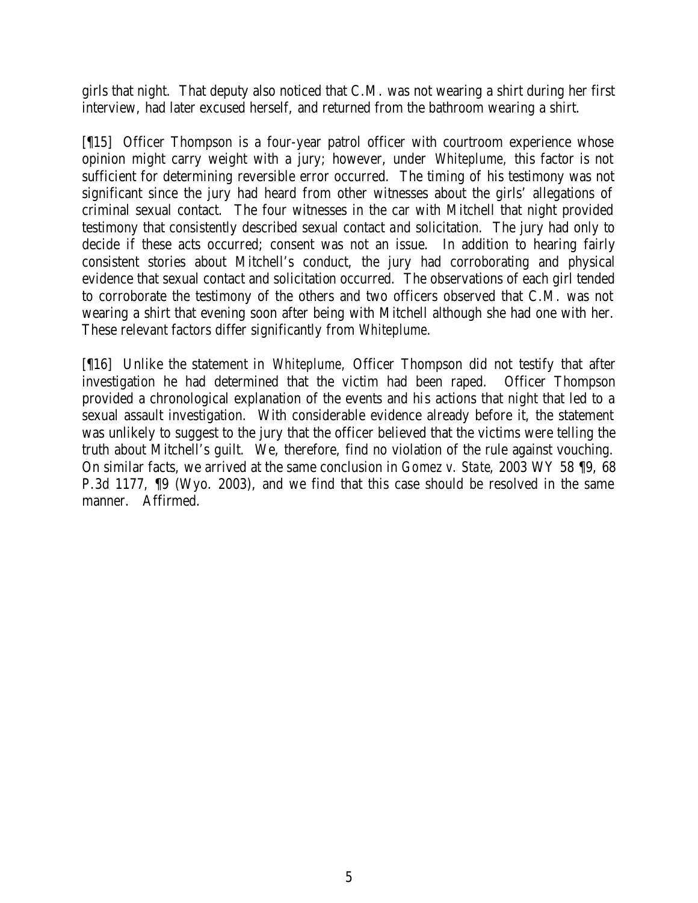girls that night. That deputy also noticed that C.M. was not wearing a shirt during her first interview, had later excused herself, and returned from the bathroom wearing a shirt.

[¶15] Officer Thompson is a four-year patrol officer with courtroom experience whose opinion might carry weight with a jury; however, under *Whiteplume,* this factor is not sufficient for determining reversible error occurred. The timing of his testimony was not significant since the jury had heard from other witnesses about the girls' allegations of criminal sexual contact. The four witnesses in the car with Mitchell that night provided testimony that consistently described sexual contact and solicitation. The jury had only to decide if these acts occurred; consent was not an issue. In addition to hearing fairly consistent stories about Mitchell's conduct, the jury had corroborating and physical evidence that sexual contact and solicitation occurred. The observations of each girl tended to corroborate the testimony of the others and two officers observed that C.M. was not wearing a shirt that evening soon after being with Mitchell although she had one with her. These relevant factors differ significantly from *Whiteplume.*

[¶16] Unlike the statement in *Whiteplume,* Officer Thompson did not testify that after investigation he had determined that the victim had been raped. Officer Thompson provided a chronological explanation of the events and his actions that night that led to a sexual assault investigation. With considerable evidence already before it, the statement was unlikely to suggest to the jury that the officer believed that the victims were telling the truth about Mitchell's guilt. We, therefore, find no violation of the rule against vouching. On similar facts, we arrived at the same conclusion in *Gomez v. State*, 2003 WY 58 ¶9, 68 P.3d 1177, ¶9 (Wyo. 2003), and we find that this case should be resolved in the same manner. Affirmed.